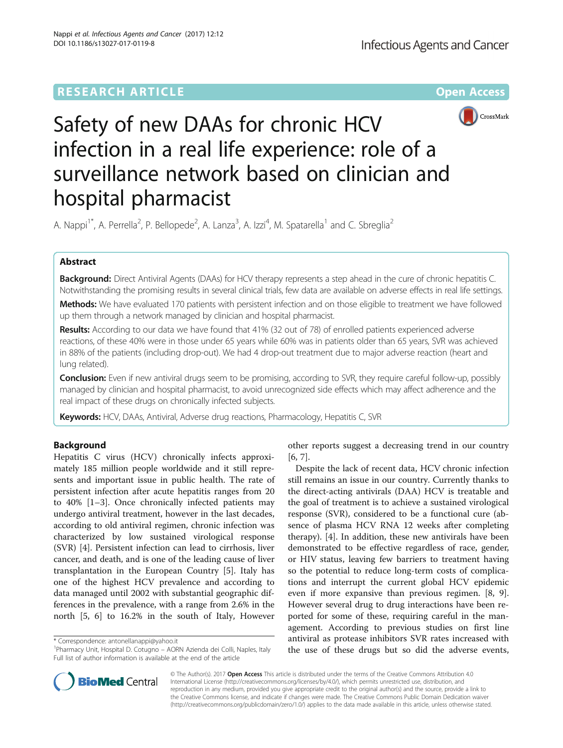RESEARCH ARTICLE

Open Access

# Safety of new DAAs for chronic HCV infection in a real life experience: role of a surveillance network based on clinician and hospital pharmacist

A. Nappi[1*], A. Perrella[2], P. Bellopede[2], A. Lanza[3], A. Izzi[4], M. Spatarella[1] and C. Sbreglia[2]

## Abstract

**Background:** Direct Antiviral Agents (DAAs) for HCV therapy represents a step ahead in the cure of chronic hepatitis C. Notwithstanding the promising results in several clinical trials, few data are available on adverse effects in real life settings.

**Methods:** We have evaluated 170 patients with persistent infection and on those eligible to treatment we have followed up them through a network managed by clinician and hospital pharmacist.

**Results:** According to our data we have found that 41% (32 out of 78) of enrolled patients experienced adverse reactions, of these 40% were in those under 65 years while 60% was in patients older than 65 years, SVR was achieved in 88% of the patients (including drop-out). We had 4 drop-out treatment due to major adverse reaction (heart and lung related).

**Conclusion:** Even if new antiviral drugs seem to be promising, according to SVR, they require careful follow-up, possibly managed by clinician and hospital pharmacist, to avoid unrecognized side effects which may affect adherence and the real impact of these drugs on chronically infected subjects.

**Keywords:** HCV, DAAs, Antiviral, Adverse drug reactions, Pharmacology, Hepatitis C, SVR

## Background

Hepatitis C virus (HCV) chronically infects approximately 185 million people worldwide and it still represents and important issue in public health. The rate of persistent infection after acute hepatitis ranges from 20 to 40% [1–3]. Once chronically infected patients may undergo antiviral treatment, however in the last decades, according to old antiviral regimen, chronic infection was characterized by low sustained virological response (SVR) [4]. Persistent infection can lead to cirrhosis, liver cancer, and death, and is one of the leading cause of liver transplantation in the European Country [5]. Italy has one of the highest HCV prevalence and according to data managed until 2002 with substantial geographic differences in the prevalence, with a range from 2.6% in the north [5, 6] to 16.2% in the south of Italy, However other reports suggest a decreasing trend in our country [6, 7].

Despite the lack of recent data, HCV chronic infection still remains an issue in our country. Currently thanks to the direct-acting antivirals (DAA) HCV is treatable and the goal of treatment is to achieve a sustained virological response (SVR), considered to be a functional cure (absence of plasma HCV RNA 12 weeks after completing therapy). [4]. In addition, these new antivirals have been demonstrated to be effective regardless of race, gender, or HIV status, leaving few barriers to treatment having so the potential to reduce long-term costs of complications and interrupt the current global HCV epidemic even if more expansive than previous regimen. [8, 9]. However several drug to drug interactions have been reported for some of these, requiring careful in the management. According to previous studies on first line antiviral as protease inhibitors SVR rates increased with the use of these drugs but so did the adverse events,

\* Correspondence: antonellanappi@yahoo.it
[1]Pharmacy Unit, Hospital D. Cotugno – AORN Azienda dei Colli, Naples, Italy
Full list of author information is available at the end of the article

© The Author(s). 2017 **Open Access** This article is distributed under the terms of the Creative Commons Attribution 4.0 International License (http://creativecommons.org/licenses/by/4.0/), which permits unrestricted use, distribution, and reproduction in any medium, provided you give appropriate credit to the original author(s) and the source, provide a link to the Creative Commons license, and indicate if changes were made. The Creative Commons Public Domain Dedication waiver (http://creativecommons.org/publicdomain/zero/1.0/) applies to the data made available in this article, unless otherwise stated.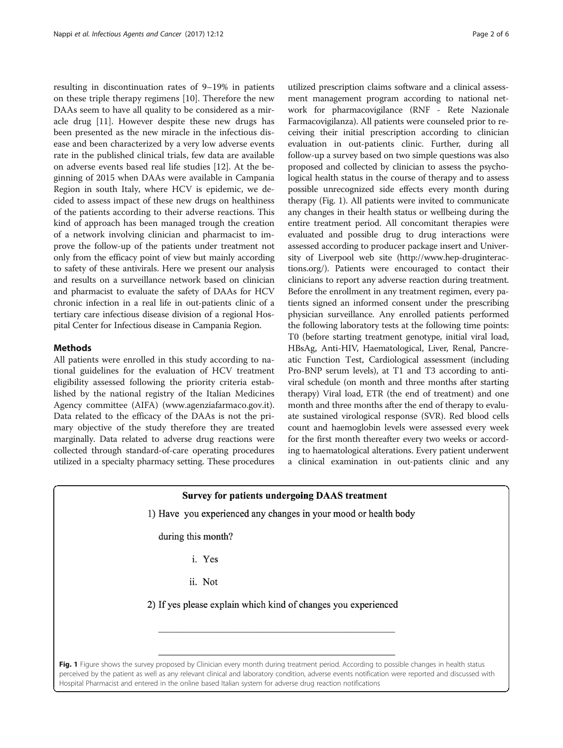resulting in discontinuation rates of 9–19% in patients on these triple therapy regimens [10]. Therefore the new DAAs seem to have all quality to be considered as a miracle drug [11]. However despite these new drugs has been presented as the new miracle in the infectious disease and been characterized by a very low adverse events rate in the published clinical trials, few data are available on adverse events based real life studies [12]. At the beginning of 2015 when DAAs were available in Campania Region in south Italy, where HCV is epidemic, we decided to assess impact of these new drugs on healthiness of the patients according to their adverse reactions. This kind of approach has been managed trough the creation of a network involving clinician and pharmacist to improve the follow-up of the patients under treatment not only from the efficacy point of view but mainly according to safety of these antivirals. Here we present our analysis and results on a surveillance network based on clinician and pharmacist to evaluate the safety of DAAs for HCV chronic infection in a real life in out-patients clinic of a tertiary care infectious disease division of a regional Hospital Center for Infectious disease in Campania Region.

## Methods

All patients were enrolled in this study according to national guidelines for the evaluation of HCV treatment eligibility assessed following the priority criteria established by the national registry of the Italian Medicines Agency committee (AIFA) (www.agenziafarmaco.gov.it). Data related to the efficacy of the DAAs is not the primary objective of the study therefore they are treated marginally. Data related to adverse drug reactions were collected through standard-of-care operating procedures utilized in a specialty pharmacy setting. These procedures utilized prescription claims software and a clinical assessment management program according to national network for pharmacovigilance (RNF - Rete Nazionale Farmacovigilanza). All patients were counseled prior to receiving their initial prescription according to clinician evaluation in out-patients clinic. Further, during all follow-up a survey based on two simple questions was also proposed and collected by clinician to assess the psychological health status in the course of therapy and to assess possible unrecognized side effects every month during therapy (Fig. 1). All patients were invited to communicate any changes in their health status or wellbeing during the entire treatment period. All concomitant therapies were evaluated and possible drug to drug interactions were assessed according to producer package insert and University of Liverpool web site (http://www.hep-druginteractions.org/). Patients were encouraged to contact their clinicians to report any adverse reaction during treatment. Before the enrollment in any treatment regimen, every patients signed an informed consent under the prescribing physician surveillance. Any enrolled patients performed the following laboratory tests at the following time points: T0 (before starting treatment genotype, initial viral load, HBsAg, Anti-HIV, Haematological, Liver, Renal, Pancreatic Function Test, Cardiological assessment (including Pro-BNP serum levels), at T1 and T3 according to antiviral schedule (on month and three months after starting therapy) Viral load, ETR (the end of treatment) and one month and three months after the end of therapy to evaluate sustained virological response (SVR). Red blood cells count and haemoglobin levels were assessed every week for the first month thereafter every two weeks or according to haematological alterations. Every patient underwent a clinical examination in out-patients clinic and any

**Survey for patients undergoing DAAS treatment**

1) Have you experienced any changes in your mood or health body during this month?

   i. Yes

   ii. Not

2) If yes please explain which kind of changes you experienced

______________________________________________

______________________________________________

**Fig. 1** Figure shows the survey proposed by Clinician every month during treatment period. According to possible changes in health status perceived by the patient as well as any relevant clinical and laboratory condition, adverse events notification were reported and discussed with Hospital Pharmacist and entered in the online based Italian system for adverse drug reaction notifications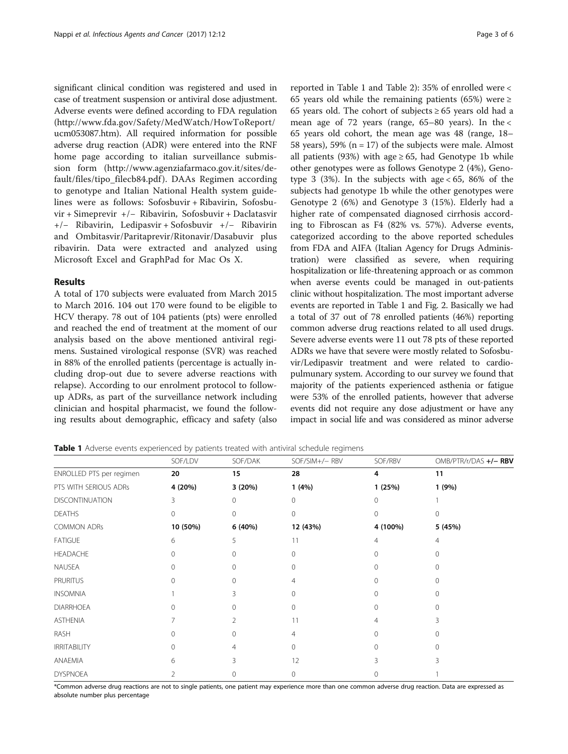significant clinical condition was registered and used in case of treatment suspension or antiviral dose adjustment. Adverse events were defined according to FDA regulation (http://www.fda.gov/Safety/MedWatch/HowToReport/ucm053087.htm). All required information for possible adverse drug reaction (ADR) were entered into the RNF home page according to italian surveillance submission form (http://www.agenziafarmaco.gov.it/sites/default/files/tipo_filecb84.pdf). DAAs Regimen according to genotype and Italian National Health system guidelines were as follows: Sofosbuvir + Ribavirin, Sofosbuvir + Simeprevir +/− Ribavirin, Sofosbuvir + Daclatasvir +/− Ribavirin, Ledipasvir + Sofosbuvir +/− Ribavirin and Ombitasvir/Paritaprevir/Ritonavir/Dasabuvir plus ribavirin. Data were extracted and analyzed using Microsoft Excel and GraphPad for Mac Os X.

## Results

A total of 170 subjects were evaluated from March 2015 to March 2016. 104 out 170 were found to be eligible to HCV therapy. 78 out of 104 patients (pts) were enrolled and reached the end of treatment at the moment of our analysis based on the above mentioned antiviral regimens. Sustained virological response (SVR) was reached in 88% of the enrolled patients (percentage is actually including drop-out due to severe adverse reactions with relapse). According to our enrolment protocol to follow-up ADRs, as part of the surveillance network including clinician and hospital pharmacist, we found the following results about demographic, efficacy and safety (also reported in Table 1 and Table 2): 35% of enrolled were < 65 years old while the remaining patients (65%) were ≥ 65 years old. The cohort of subjects ≥ 65 years old had a mean age of 72 years (range, 65–80 years). In the < 65 years old cohort, the mean age was 48 (range, 18–58 years), 59% (n = 17) of the subjects were male. Almost all patients (93%) with age ≥ 65, had Genotype 1b while other genotypes were as follows Genotype 2 (4%), Genotype 3 (3%). In the subjects with age < 65, 86% of the subjects had genotype 1b while the other genotypes were Genotype 2 (6%) and Genotype 3 (15%). Elderly had a higher rate of compensated diagnosed cirrhosis according to Fibroscan as F4 (82% vs. 57%). Adverse events, categorized according to the above reported schedules from FDA and AIFA (Italian Agency for Drugs Administration) were classified as severe, when requiring hospitalization or life-threatening approach or as common when averse events could be managed in out-patients clinic without hospitalization. The most important adverse events are reported in Table 1 and Fig. 2. Basically we had a total of 37 out of 78 enrolled patients (46%) reporting common adverse drug reactions related to all used drugs. Severe adverse events were 11 out 78 pts of these reported ADRs we have that severe were mostly related to Sofosbuvir/Ledipasvir treatment and were related to cardiopulmunary system. According to our survey we found that majority of the patients experienced asthenia or fatigue were 53% of the enrolled patients, however that adverse events did not require any dose adjustment or have any impact in social life and was considered as minor adverse

**Table 1** Adverse events experienced by patients treated with antiviral schedule regimens

| | SOF/LDV | SOF/DAK | SOF/SIM+/− RBV | SOF/RBV | OMB/PTR/r/DAS **+/− RBV** |
|---|---|---|---|---|---|
| ENROLLED PTS per regimen | **20** | **15** | **28** | **4** | **11** |
| PTS WITH SERIOUS ADRs | **4 (20%)** | **3 (20%)** | **1 (4%)** | **1 (25%)** | **1 (9%)** |
| DISCONTINUATION | 3 | 0 | 0 | 0 | 1 |
| DEATHS | 0 | 0 | 0 | 0 | 0 |
| COMMON ADRs | **10 (50%)** | **6 (40%)** | **12 (43%)** | **4 (100%)** | **5 (45%)** |
| FATIGUE | 6 | 5 | 11 | 4 | 4 |
| HEADACHE | 0 | 0 | 0 | 0 | 0 |
| NAUSEA | 0 | 0 | 0 | 0 | 0 |
| PRURITUS | 0 | 0 | 4 | 0 | 0 |
| INSOMNIA | 1 | 3 | 0 | 0 | 0 |
| DIARRHOEA | 0 | 0 | 0 | 0 | 0 |
| ASTHENIA | 7 | 2 | 11 | 4 | 3 |
| RASH | 0 | 0 | 4 | 0 | 0 |
| IRRITABILITY | 0 | 4 | 0 | 0 | 0 |
| ANAEMIA | 6 | 3 | 12 | 3 | 3 |
| DYSPNOEA | 2 | 0 | 0 | 0 | 1 |

*Common adverse drug reactions are not to single patients, one patient may experience more than one common adverse drug reaction. Data are expressed as absolute number plus percentage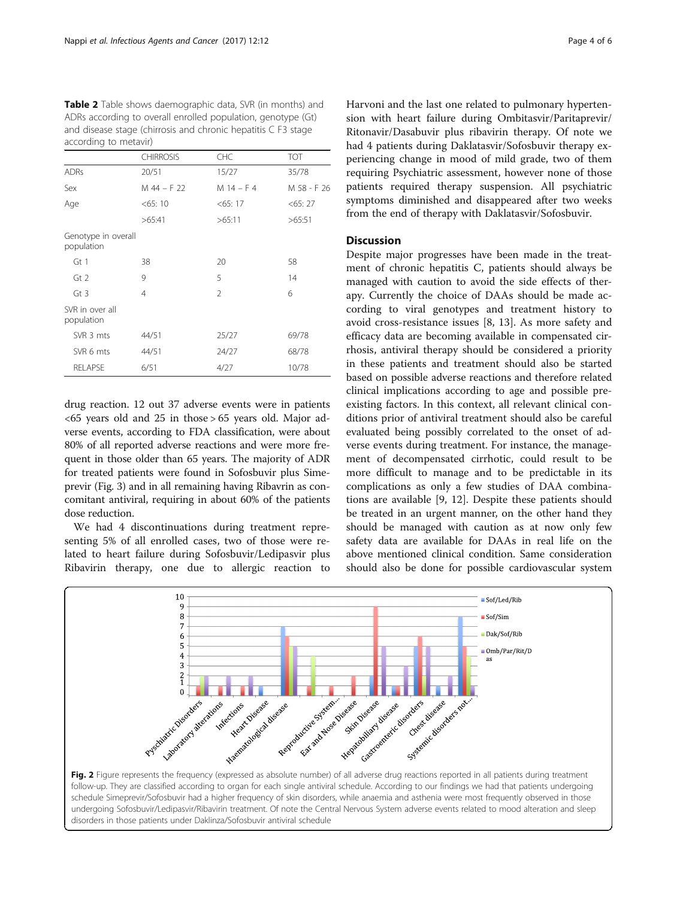**Table 2** Table shows daemographic data, SVR (in months) and ADRs according to overall enrolled population, genotype (Gt) and disease stage (chirrosis and chronic hepatitis C F3 stage according to metavir)

| | CHIRROSIS | CHC | TOT |
|---|---|---|---|
| ADRs | 20/51 | 15/27 | 35/78 |
| Sex | M 44 – F 22 | M 14 – F 4 | M 58 - F 26 |
| Age | <65: 10 | <65: 17 | <65: 27 |
| | >65:41 | >65:11 | >65:51 |
| Genotype in overall population | | | |
| Gt 1 | 38 | 20 | 58 |
| Gt 2 | 9 | 5 | 14 |
| Gt 3 | 4 | 2 | 6 |
| SVR in over all population | | | |
| SVR 3 mts | 44/51 | 25/27 | 69/78 |
| SVR 6 mts | 44/51 | 24/27 | 68/78 |
| RELAPSE | 6/51 | 4/27 | 10/78 |

drug reaction. 12 out 37 adverse events were in patients <65 years old and 25 in those > 65 years old. Major adverse events, according to FDA classification, were about 80% of all reported adverse reactions and were more frequent in those older than 65 years. The majority of ADR for treated patients were found in Sofosbuvir plus Simeprevir (Fig. 3) and in all remaining having Ribavrin as concomitant antiviral, requiring in about 60% of the patients dose reduction.

We had 4 discontinuations during treatment representing 5% of all enrolled cases, two of those were related to heart failure during Sofosbuvir/Ledipasvir plus Ribavirin therapy, one due to allergic reaction to Harvoni and the last one related to pulmonary hypertension with heart failure during Ombitasvir/Paritaprevir/Ritonavir/Dasabuvir plus ribavirin therapy. Of note we had 4 patients during Daklatasvir/Sofosbuvir therapy experiencing change in mood of mild grade, two of them requiring Psychiatric assessment, however none of those patients required therapy suspension. All psychiatric symptoms diminished and disappeared after two weeks from the end of therapy with Daklatasvir/Sofosbuvir.

## Discussion

Despite major progresses have been made in the treatment of chronic hepatitis C, patients should always be managed with caution to avoid the side effects of therapy. Currently the choice of DAAs should be made according to viral genotypes and treatment history to avoid cross-resistance issues [8, 13]. As more safety and efficacy data are becoming available in compensated cirrhosis, antiviral therapy should be considered a priority in these patients and treatment should also be started based on possible adverse reactions and therefore related clinical implications according to age and possible preexisting factors. In this context, all relevant clinical conditions prior of antiviral treatment should also be careful evaluated being possibly correlated to the onset of adverse events during treatment. For instance, the management of decompensated cirrhotic, could result to be more difficult to manage and to be predictable in its complications as only a few studies of DAA combinations are available [9, 12]. Despite these patients should be treated in an urgent manner, on the other hand they should be managed with caution as at now only few safety data are available for DAAs in real life on the above mentioned clinical condition. Same consideration should also be done for possible cardiovascular system

**Fig. 2** Figure represents the frequency (expressed as absolute number) of all adverse drug reactions reported in all patients during treatment follow-up. They are classified according to organ for each single antiviral schedule. According to our findings we had that patients undergoing schedule Simeprevir/Sofosbuvir had a higher frequency of skin disorders, while anaemia and asthenia were most frequently observed in those undergoing Sofosbuvir/Ledipasvir/Ribavirin treatment. Of note the Central Nervous System adverse events related to mood alteration and sleep disorders in those patients under Daklinza/Sofosbuvir antiviral schedule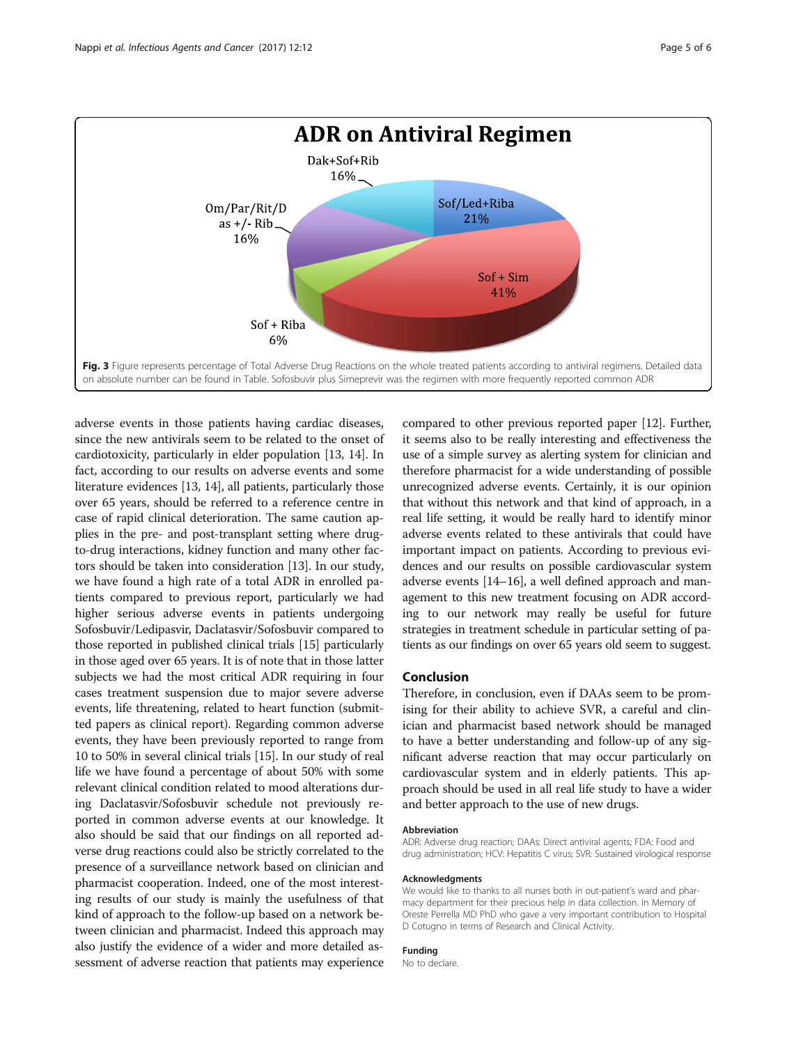**Fig. 3** Figure represents percentage of Total Adverse Drug Reactions on the whole treated patients according to antiviral regimens. Detailed data on absolute number can be found in Table. Sofosbuvir plus Simeprevir was the regimen with more frequently reported common ADR

adverse events in those patients having cardiac diseases, since the new antivirals seem to be related to the onset of cardiotoxicity, particularly in elder population [13, 14]. In fact, according to our results on adverse events and some literature evidences [13, 14], all patients, particularly those over 65 years, should be referred to a reference centre in case of rapid clinical deterioration. The same caution applies in the pre- and post-transplant setting where drug-to-drug interactions, kidney function and many other factors should be taken into consideration [13]. In our study, we have found a high rate of a total ADR in enrolled patients compared to previous report, particularly we had higher serious adverse events in patients undergoing Sofosbuvir/Ledipasvir, Daclatasvir/Sofosbuvir compared to those reported in published clinical trials [15] particularly in those aged over 65 years. It is of note that in those latter subjects we had the most critical ADR requiring in four cases treatment suspension due to major severe adverse events, life threatening, related to heart function (submitted papers as clinical report). Regarding common adverse events, they have been previously reported to range from 10 to 50% in several clinical trials [15]. In our study of real life we have found a percentage of about 50% with some relevant clinical condition related to mood alterations during Daclatasvir/Sofosbuvir schedule not previously reported in common adverse events at our knowledge. It also should be said that our findings on all reported adverse drug reactions could also be strictly correlated to the presence of a surveillance network based on clinician and pharmacist cooperation. Indeed, one of the most interesting results of our study is mainly the usefulness of that kind of approach to the follow-up based on a network between clinician and pharmacist. Indeed this approach may also justify the evidence of a wider and more detailed assessment of adverse reaction that patients may experience compared to other previous reported paper [12]. Further, it seems also to be really interesting and effectiveness the use of a simple survey as alerting system for clinician and therefore pharmacist for a wide understanding of possible unrecognized adverse events. Certainly, it is our opinion that without this network and that kind of approach, in a real life setting, it would be really hard to identify minor adverse events related to these antivirals that could have important impact on patients. According to previous evidences and our results on possible cardiovascular system adverse events [14–16], a well defined approach and management to this new treatment focusing on ADR according to our network may really be useful for future strategies in treatment schedule in particular setting of patients as our findings on over 65 years old seem to suggest.

## Conclusion

Therefore, in conclusion, even if DAAs seem to be promising for their ability to achieve SVR, a careful and clinician and pharmacist based network should be managed to have a better understanding and follow-up of any significant adverse reaction that may occur particularly on cardiovascular system and in elderly patients. This approach should be used in all real life study to have a wider and better approach to the use of new drugs.

### Abbreviation

ADR: Adverse drug reaction; DAAs: Direct antiviral agents; FDA: Food and drug administration; HCV: Hepatitis C virus; SVR: Sustained virological response

### Acknowledgments

We would like to thanks to all nurses both in out-patient's ward and pharmacy department for their precious help in data collection. In Memory of Oreste Perrella MD PhD who gave a very important contribution to Hospital D Cotugno in terms of Research and Clinical Activity.

### Funding

No to declare.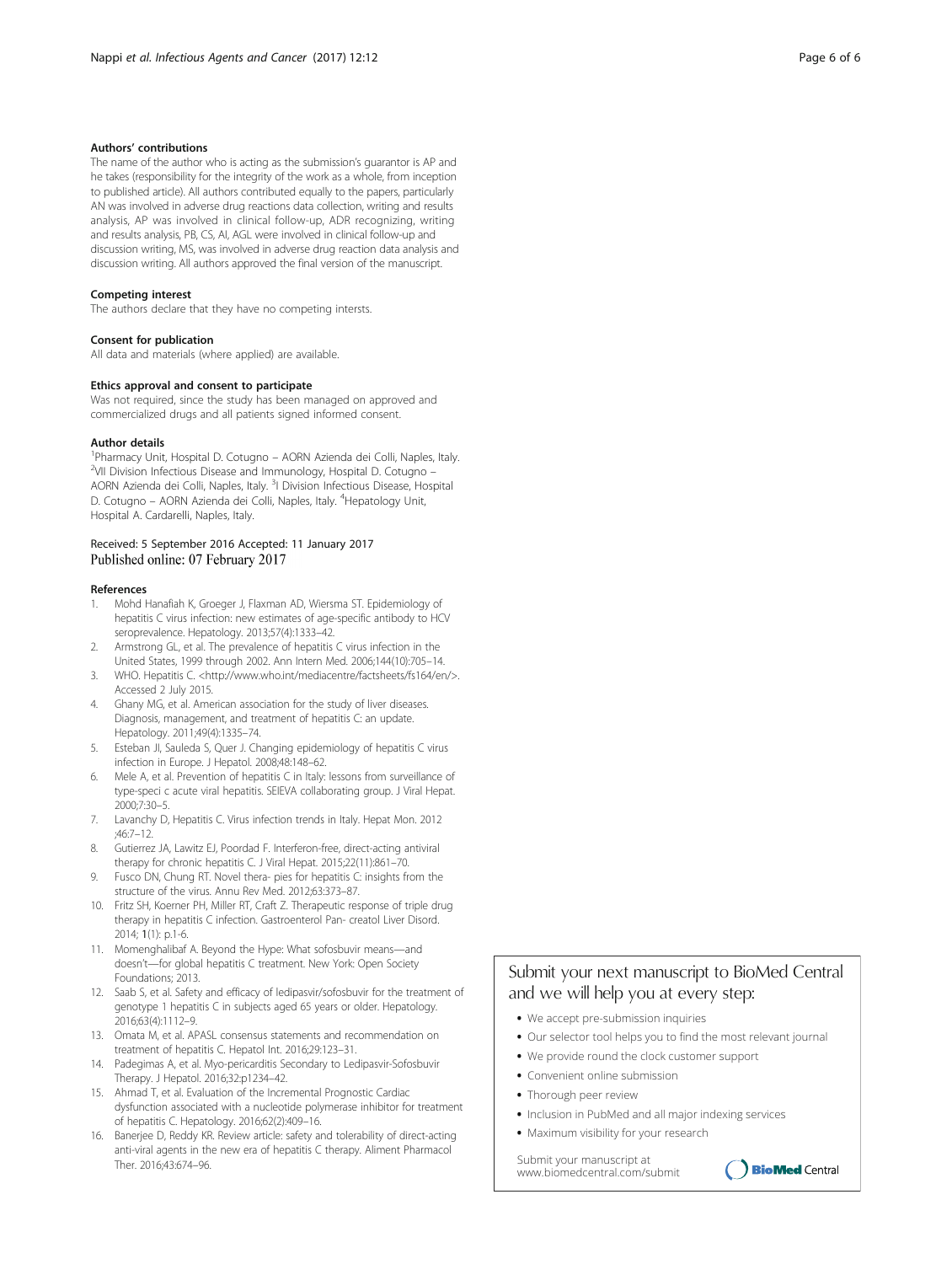### Authors' contributions

The name of the author who is acting as the submission's guarantor is AP and he takes (responsibility for the integrity of the work as a whole, from inception to published article). All authors contributed equally to the papers, particularly AN was involved in adverse drug reactions data collection, writing and results analysis, AP was involved in clinical follow-up, ADR recognizing, writing and results analysis, PB, CS, AI, AGL were involved in clinical follow-up and discussion writing, MS, was involved in adverse drug reaction data analysis and discussion writing. All authors approved the final version of the manuscript.

### Competing interest

The authors declare that they have no competing intersts.

### Consent for publication

All data and materials (where applied) are available.

### Ethics approval and consent to participate

Was not required, since the study has been managed on approved and commercialized drugs and all patients signed informed consent.

### Author details

[1]Pharmacy Unit, Hospital D. Cotugno – AORN Azienda dei Colli, Naples, Italy. [2]VII Division Infectious Disease and Immunology, Hospital D. Cotugno – AORN Azienda dei Colli, Naples, Italy. [3]I Division Infectious Disease, Hospital D. Cotugno – AORN Azienda dei Colli, Naples, Italy. [4]Hepatology Unit, Hospital A. Cardarelli, Naples, Italy.

Received: 5 September 2016 Accepted: 11 January 2017
Published online: 07 February 2017

### References

1. Mohd Hanafiah K, Groeger J, Flaxman AD, Wiersma ST. Epidemiology of hepatitis C virus infection: new estimates of age-specific antibody to HCV seroprevalence. Hepatology. 2013;57(4):1333–42.
2. Armstrong GL, et al. The prevalence of hepatitis C virus infection in the United States, 1999 through 2002. Ann Intern Med. 2006;144(10):705–14.
3. WHO. Hepatitis C. <http://www.who.int/mediacentre/factsheets/fs164/en/>. Accessed 2 July 2015.
4. Ghany MG, et al. American association for the study of liver diseases. Diagnosis, management, and treatment of hepatitis C: an update. Hepatology. 2011;49(4):1335–74.
5. Esteban JI, Sauleda S, Quer J. Changing epidemiology of hepatitis C virus infection in Europe. J Hepatol. 2008;48:148–62.
6. Mele A, et al. Prevention of hepatitis C in Italy: lessons from surveillance of type-speci c acute viral hepatitis. SEIEVA collaborating group. J Viral Hepat. 2000;7:30–5.
7. Lavanchy D, Hepatitis C. Virus infection trends in Italy. Hepat Mon. 2012 ;46:7–12.
8. Gutierrez JA, Lawitz EJ, Poordad F. Interferon-free, direct-acting antiviral therapy for chronic hepatitis C. J Viral Hepat. 2015;22(11):861–70.
9. Fusco DN, Chung RT. Novel thera- pies for hepatitis C: insights from the structure of the virus. Annu Rev Med. 2012;63:373–87.
10. Fritz SH, Koerner PH, Miller RT, Craft Z. Therapeutic response of triple drug therapy in hepatitis C infection. Gastroenterol Pan- creatol Liver Disord. 2014; **1**(1): p.1-6.
11. Momenghalibaf A. Beyond the Hype: What sofosbuvir means—and doesn't—for global hepatitis C treatment. New York: Open Society Foundations; 2013.
12. Saab S, et al. Safety and efficacy of ledipasvir/sofosbuvir for the treatment of genotype 1 hepatitis C in subjects aged 65 years or older. Hepatology. 2016;63(4):1112–9.
13. Omata M, et al. APASL consensus statements and recommendation on treatment of hepatitis C. Hepatol Int. 2016;29:123–31.
14. Padegimas A, et al. Myo-pericarditis Secondary to Ledipasvir-Sofosbuvir Therapy. J Hepatol. 2016;32:p1234–42.
15. Ahmad T, et al. Evaluation of the Incremental Prognostic Cardiac dysfunction associated with a nucleotide polymerase inhibitor for treatment of hepatitis C. Hepatology. 2016;62(2):409–16.
16. Banerjee D, Reddy KR. Review article: safety and tolerability of direct-acting anti-viral agents in the new era of hepatitis C therapy. Aliment Pharmacol Ther. 2016;43:674–96.

Submit your next manuscript to BioMed Central and we will help you at every step:

- We accept pre-submission inquiries
- Our selector tool helps you to find the most relevant journal
- We provide round the clock customer support
- Convenient online submission
- Thorough peer review
- Inclusion in PubMed and all major indexing services
- Maximum visibility for your research

Submit your manuscript at www.biomedcentral.com/submit

BioMed Central